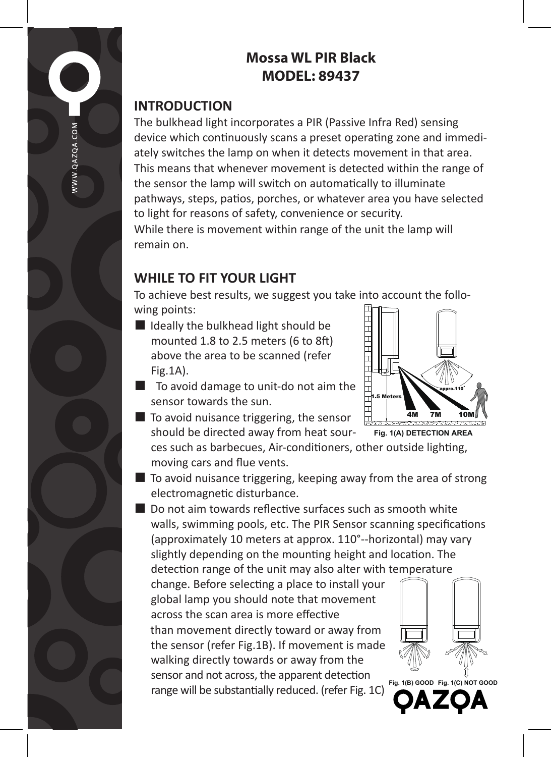# Mossa WL PIR Black
# MODEL: 89437

## INTRODUCTION

The bulkhead light incorporates a PIR (Passive Infra Red) sensing device which continuously scans a preset operating zone and immediately switches the lamp on when it detects movement in that area. This means that whenever movement is detected within the range of the sensor the lamp will switch on automatically to illuminate pathways, steps, patios, porches, or whatever area you have selected to light for reasons of safety, convenience or security.
While there is movement within range of the unit the lamp will remain on.

## WHILE TO FIT YOUR LIGHT

To achieve best results, we suggest you take into account the following points:

- Ideally the bulkhead light should be mounted 1.8 to 2.5 meters (6 to 8ft) above the area to be scanned (refer Fig.1A).
- To avoid damage to unit-do not aim the sensor towards the sun.
- To avoid nuisance triggering, the sensor should be directed away from heat sources such as barbecues, Air-conditioners, other outside lighting, moving cars and flue vents.
- To avoid nuisance triggering, keeping away from the area of strong electromagnetic disturbance.
- Do not aim towards reflective surfaces such as smooth white walls, swimming pools, etc. The PIR Sensor scanning specifications (approximately 10 meters at approx. 110°--horizontal) may vary slightly depending on the mounting height and location. The detection range of the unit may also alter with temperature change. Before selecting a place to install your global lamp you should note that movement across the scan area is more effective than movement directly toward or away from the sensor (refer Fig.1B). If movement is made walking directly towards or away from the sensor and not across, the apparent detection range will be substantially reduced. (refer Fig. 1C)

1.5 Meters 4M 7M 10M appro.110°

Fig. 1(A) DETECTION AREA

Fig. 1(B) GOOD Fig. 1(C) NOT GOOD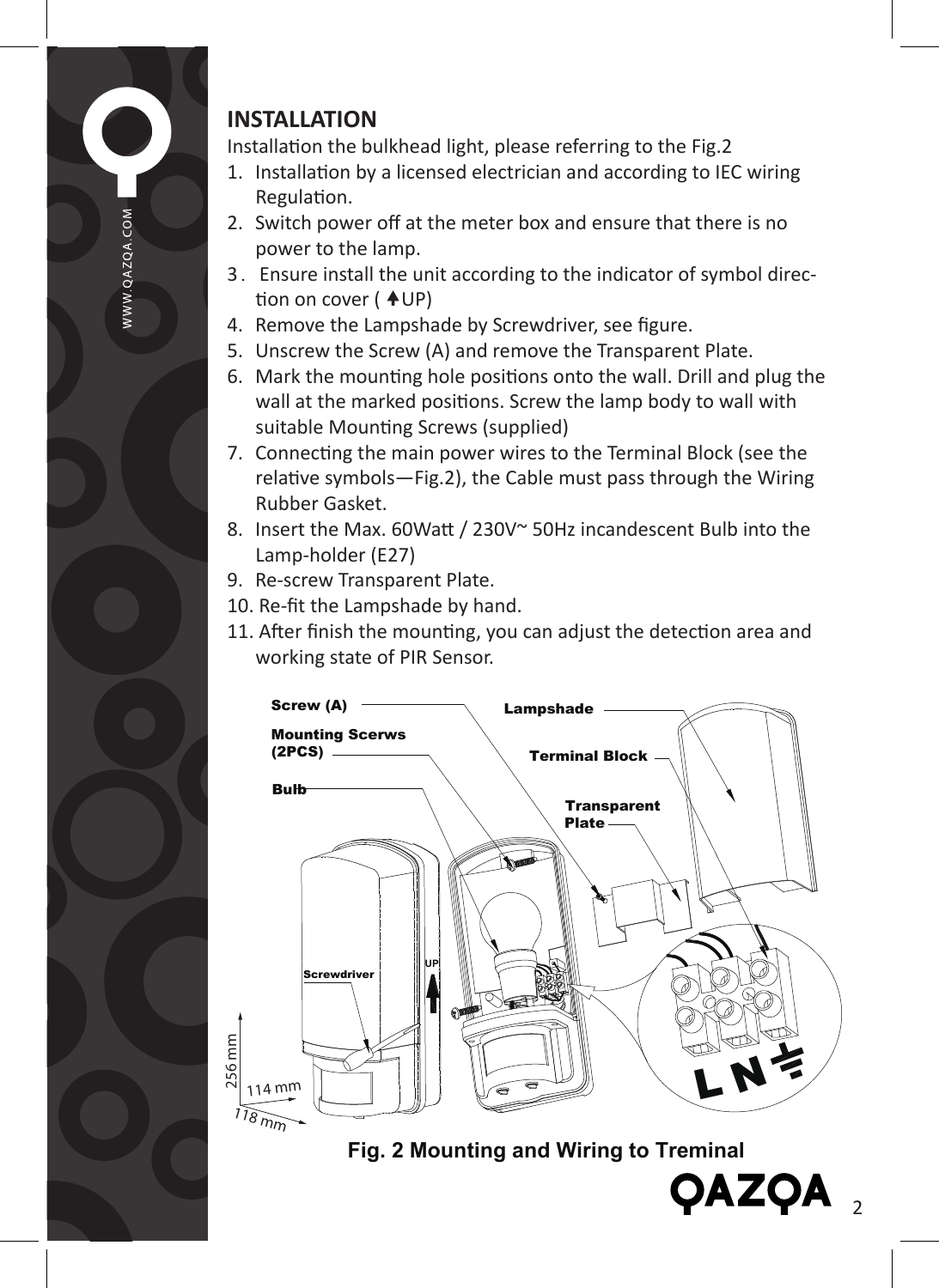## INSTALLATION

Installation the bulkhead light, please referring to the Fig.2

1. Installation by a licensed electrician and according to IEC wiring Regulation.
2. Switch power off at the meter box and ensure that there is no power to the lamp.
3. Ensure install the unit according to the indicator of symbol direction on cover ( ↑UP)
4. Remove the Lampshade by Screwdriver, see figure.
5. Unscrew the Screw (A) and remove the Transparent Plate.
6. Mark the mounting hole positions onto the wall. Drill and plug the wall at the marked positions. Screw the lamp body to wall with suitable Mounting Screws (supplied)
7. Connecting the main power wires to the Terminal Block (see the relative symbols—Fig.2), the Cable must pass through the Wiring Rubber Gasket.
8. Insert the Max. 60Watt / 230V~ 50Hz incandescent Bulb into the Lamp-holder (E27)
9. Re-screw Transparent Plate.
10. Re-fit the Lampshade by hand.
11. After finish the mounting, you can adjust the detection area and working state of PIR Sensor.

Screw (A)

Mounting Scerws (2PCS)

Bulb

Lampshade

Terminal Block

Transparent Plate

Screwdriver

UP

256 mm

114 mm

118 mm

L N ⏚

**Fig. 2 Mounting and Wiring to Treminal**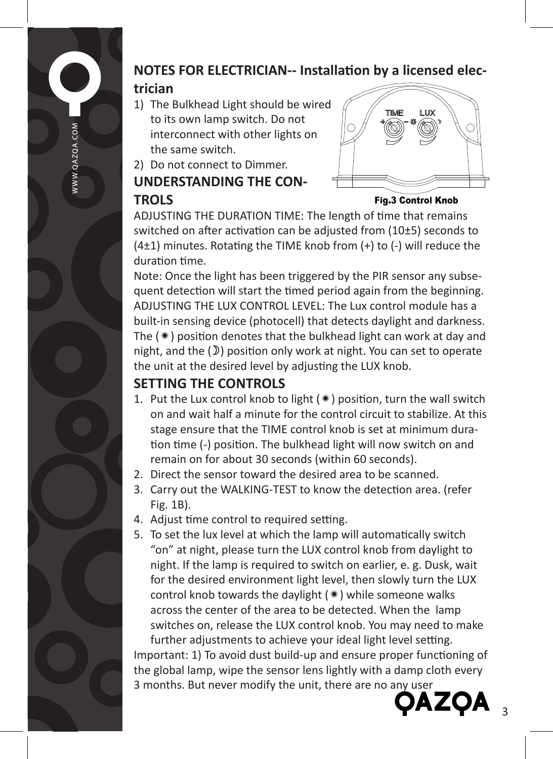## NOTES FOR ELECTRICIAN-- Installation by a licensed electrician

1) The Bulkhead Light should be wired to its own lamp switch. Do not interconnect with other lights on the same switch.
2) Do not connect to Dimmer.

## UNDERSTANDING THE CONTROLS

Fig.3 Control Knob

ADJUSTING THE DURATION TIME: The length of time that remains switched on after activation can be adjusted from (10±5) seconds to (4±1) minutes. Rotating the TIME knob from (+) to (-) will reduce the duration time.

Note: Once the light has been triggered by the PIR sensor any subsequent detection will start the timed period again from the beginning.

ADJUSTING THE LUX CONTROL LEVEL: The Lux control module has a built-in sensing device (photocell) that detects daylight and darkness. The (☀) position denotes that the bulkhead light can work at day and night, and the (☽) position only work at night. You can set to operate the unit at the desired level by adjusting the LUX knob.

## SETTING THE CONTROLS

1. Put the Lux control knob to light (☀) position, turn the wall switch on and wait half a minute for the control circuit to stabilize. At this stage ensure that the TIME control knob is set at minimum duration time (-) position. The bulkhead light will now switch on and remain on for about 30 seconds (within 60 seconds).
2. Direct the sensor toward the desired area to be scanned.
3. Carry out the WALKING-TEST to know the detection area. (refer Fig. 1B).
4. Adjust time control to required setting.
5. To set the lux level at which the lamp will automatically switch "on" at night, please turn the LUX control knob from daylight to night. If the lamp is required to switch on earlier, e. g. Dusk, wait for the desired environment light level, then slowly turn the LUX control knob towards the daylight (☀) while someone walks across the center of the area to be detected. When the lamp switches on, release the LUX control knob. You may need to make further adjustments to achieve your ideal light level setting.

Important: 1) To avoid dust build-up and ensure proper functioning of the global lamp, wipe the sensor lens lightly with a damp cloth every 3 months. But never modify the unit, there are no any user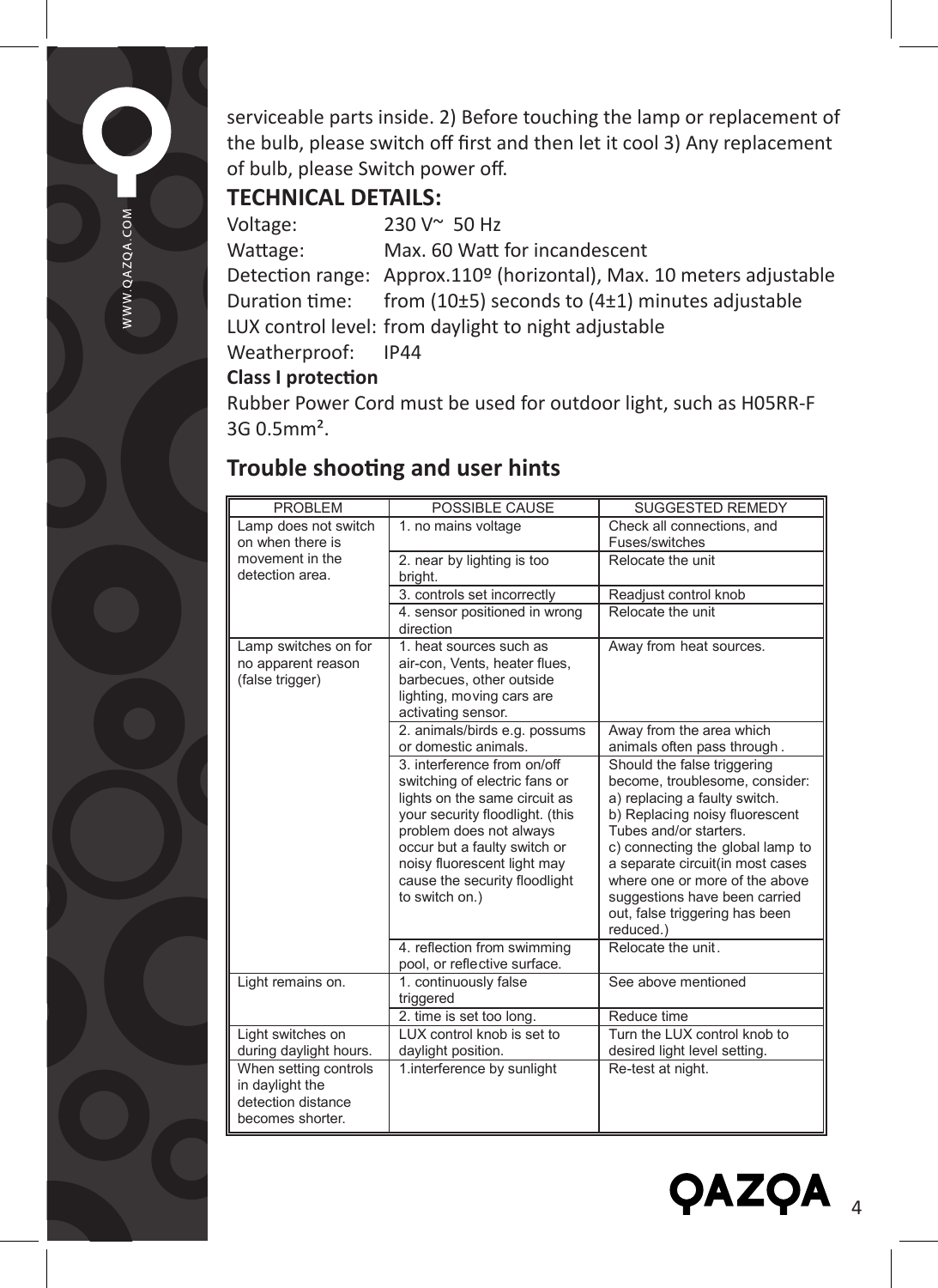serviceable parts inside. 2) Before touching the lamp or replacement of the bulb, please switch off first and then let it cool 3) Any replacement of bulb, please Switch power off.

## TECHNICAL DETAILS:

Voltage: 230 V~ 50 Hz

Wattage: Max. 60 Watt for incandescent

Detection range: Approx.110º (horizontal), Max. 10 meters adjustable

Duration time: from (10±5) seconds to (4±1) minutes adjustable

LUX control level: from daylight to night adjustable

Weatherproof: IP44

**Class I protection**

Rubber Power Cord must be used for outdoor light, such as H05RR-F 3G 0.5mm².

## Trouble shooting and user hints

| PROBLEM | POSSIBLE CAUSE | SUGGESTED REMEDY |
|---|---|---|
| Lamp does not switch on when there is movement in the detection area. | 1. no mains voltage | Check all connections, and Fuses/switches |
| | 2. near by lighting is too bright. | Relocate the unit |
| | 3. controls set incorrectly | Readjust control knob |
| | 4. sensor positioned in wrong direction | Relocate the unit |
| Lamp switches on for no apparent reason (false trigger) | 1. heat sources such as air-con, Vents, heater flues, barbecues, other outside lighting, moving cars are activating sensor. | Away from heat sources. |
| | 2. animals/birds e.g. possums or domestic animals. | Away from the area which animals often pass through . |
| | 3. interference from on/off switching of electric fans or lights on the same circuit as your security floodlight. (this problem does not always occur but a faulty switch or noisy fluorescent light may cause the security floodlight to switch on.) | Should the false triggering become, troublesome, consider: a) replacing a faulty switch. b) Replacing noisy fluorescent Tubes and/or starters. c) connecting the global lamp to a separate circuit(in most cases where one or more of the above suggestions have been carried out, false triggering has been reduced.) |
| | 4. reflection from swimming pool, or reflective surface. | Relocate the unit. |
| Light remains on. | 1. continuously false triggered | See above mentioned |
| | 2. time is set too long. | Reduce time |
| Light switches on during daylight hours. | LUX control knob is set to daylight position. | Turn the LUX control knob to desired light level setting. |
| When setting controls in daylight the detection distance becomes shorter. | 1.interference by sunlight | Re-test at night. |